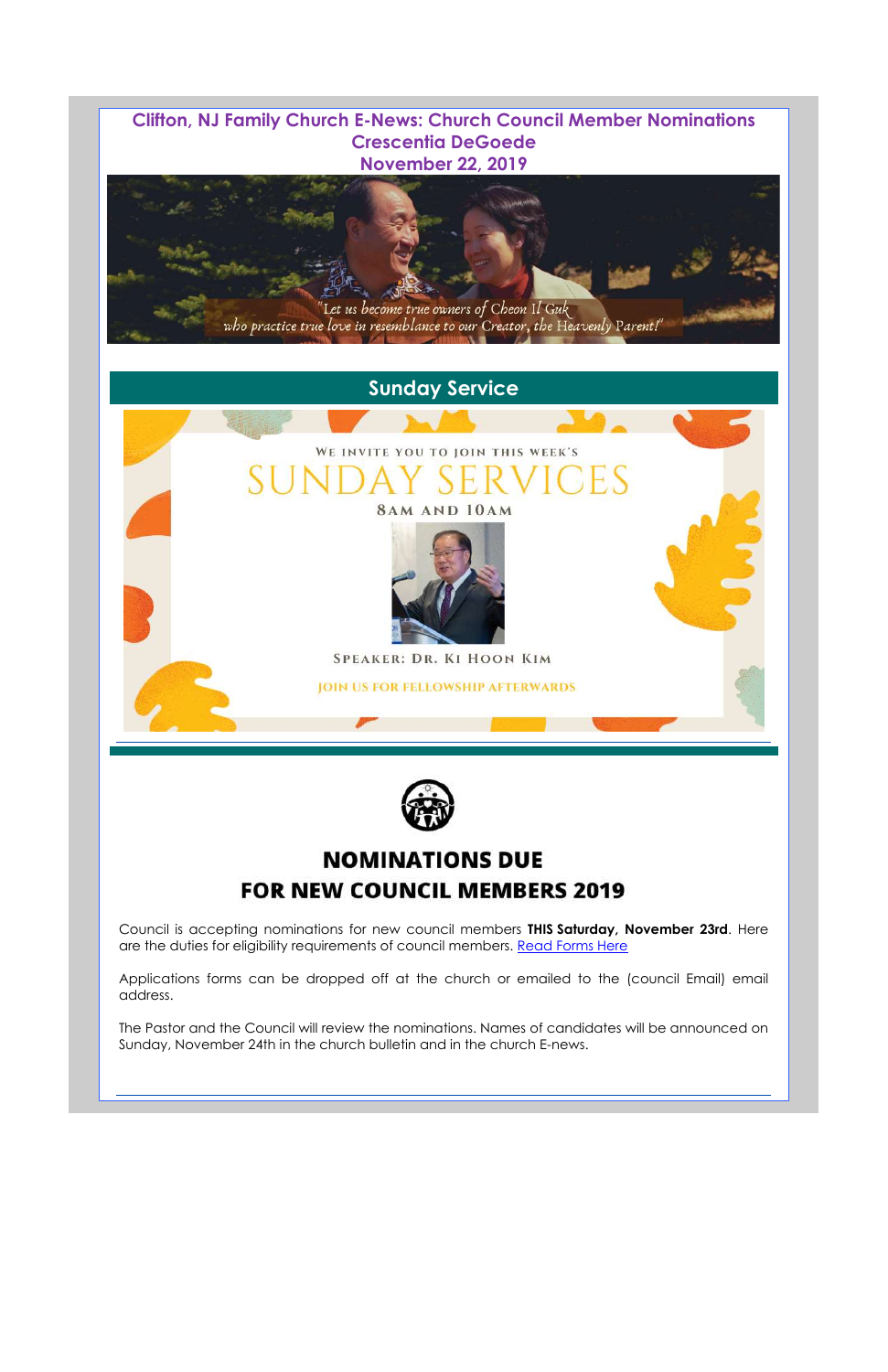# Clifton, NJ Family Church E-News: Church Council Member Nominations

**Crescentia DeGoede**

**November 22, 2019**

"Let us become true owners of Cheon Il Guk who practice true love in resemblance to our Creator, the Heavenly Parent!"

## Sunday Service

We invite you to join this week's

SUNDAY SERVICES

8AM AND 10AM

Speaker: Dr. Ki Hoon Kim

JOIN US FOR FELLOWSHIP AFTERWARDS

---

## NOMINATIONS DUE FOR NEW COUNCIL MEMBERS 2019

Council is accepting nominations for new council members **THIS Saturday, November 23rd**. Here are the duties for eligibility requirements of council members. [Read Forms Here]

Applications forms can be dropped off at the church or emailed to the (council Email) email address.

The Pastor and the Council will review the nominations. Names of candidates will be announced on Sunday, November 24th in the church bulletin and in the church E-news.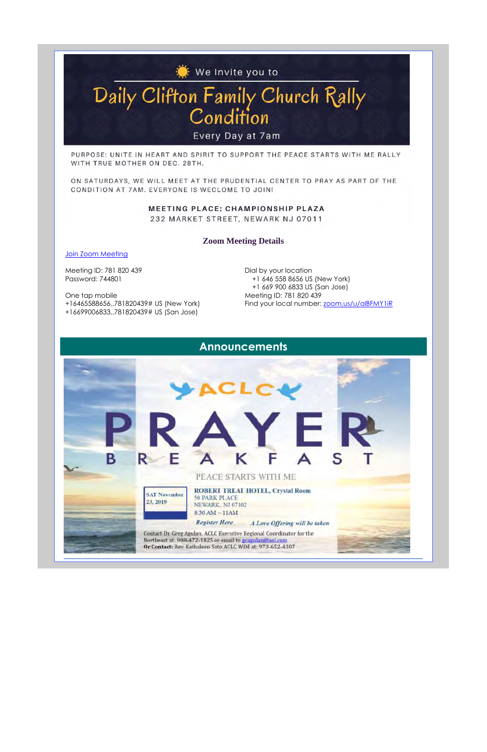We Invite you to

# Daily Clifton Family Church Rally Condition

Every Day at 7am

PURPOSE: UNITE IN HEART AND SPIRIT TO SUPPORT THE PEACE STARTS WITH ME RALLY WITH TRUE MOTHER ON DEC. 28TH.

ON SATURDAYS, WE WILL MEET AT THE PRUDENTIAL CENTER TO PRAY AS PART OF THE CONDITION AT 7AM. EVERYONE IS WECLOME TO JOIN!

**MEETING PLACE: CHAMPIONSHIP PLAZA**
232 MARKET STREET, NEWARK NJ 07011

**Zoom Meeting Details**

Join Zoom Meeting

Meeting ID: 781 820 439
Password: 744801

One tap mobile
+16465588656,,781820439# US (New York)
+16699006833,,781820439# US (San Jose)

Dial by your location
+1 646 558 8656 US (New York)
+1 669 900 6833 US (San Jose)
Meeting ID: 781 820 439
Find your local number: zoom.us/u/alBFMY1iR

## Announcements

ACLC

# PRAYER BREAKFAST

PEACE STARTS WITH ME

SAT November 23, 2019

ROBERT TREAT HOTEL, Crystal Room
50 PARK PLACE
NEWARK, NJ 07102
8:30 AM – 11AM

*Register Here* *A Love Offering will be taken*

Contact Dr. Greg Agulan, ACLC Executive Regional Coordinator for the Northeast at: 908-472-1825 or email to gcagulan@aol.com
**Or Contact:** Rev. Kathaleen Sato ACLC WIM at: 973-652-4307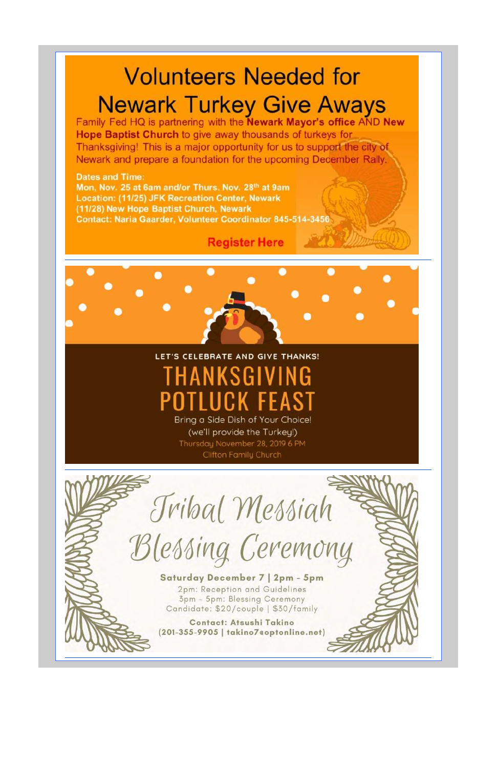# Volunteers Needed for Newark Turkey Give Aways

Family Fed HQ is partnering with the **Newark Mayor's office** AND **New Hope Baptist Church** to give away thousands of turkeys for Thanksgiving! This is a major opportunity for us to support the city of Newark and prepare a foundation for the upcoming December Rally.

**Dates and Time:**
**Mon, Nov. 25 at 6am and/or Thurs. Nov. 28th at 9am**
**Location: (11/25) JFK Recreation Center, Newark**
**(11/28) New Hope Baptist Church, Newark**
**Contact: Naria Gaarder, Volunteer Coordinator 845-514-3456**

**Register Here**

---

LET'S CELEBRATE AND GIVE THANKS!

# THANKSGIVING POTLUCK FEAST

Bring a Side Dish of Your Choice!
(we'll provide the Turkey!)
Thursday November 28, 2019 6 PM
Clifton Family Church

---

# Tribal Messiah Blessing Ceremony

**Saturday December 7 | 2pm - 5pm**
2pm: Reception and Guidelines
3pm - 5pm: Blessing Ceremony
Candidate: $20/couple | $30/family

**Contact: Atsushi Takino**
**(201-355-9905 | takino7@optonline.net)**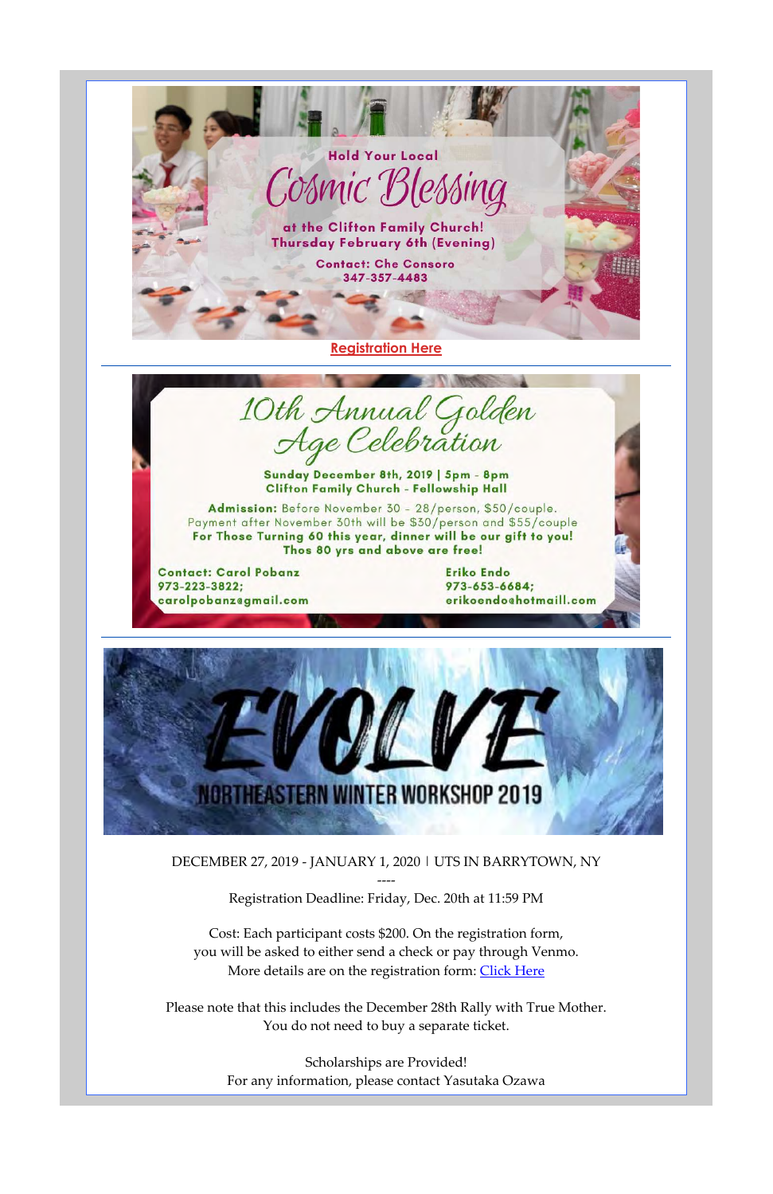Hold Your Local

# Cosmic Blessing

at the Clifton Family Church!
Thursday February 6th (Evening)

Contact: Che Consoro
347-357-4483

Registration Here

---

# 10th Annual Golden Age Celebration

**Sunday December 8th, 2019 | 5pm - 8pm**
**Clifton Family Church - Fellowship Hall**

**Admission:** Before November 30 - 28/person, $50/couple.
Payment after November 30th will be $30/person and $55/couple
**For Those Turning 60 this year, dinner will be our gift to you!**
**Thos 80 yrs and above are free!**

**Contact: Carol Pobanz**
**973-223-3822;**
**carolpobanz@gmail.com**

**Eriko Endo**
**973-653-6684;**
**erikoendo@hotmaill.com**

---

# EVOLVE

## NORTHEASTERN WINTER WORKSHOP 2019

DECEMBER 27, 2019 - JANUARY 1, 2020 | UTS IN BARRYTOWN, NY

----

Registration Deadline: Friday, Dec. 20th at 11:59 PM

Cost: Each participant costs $200. On the registration form, you will be asked to either send a check or pay through Venmo. More details are on the registration form: Click Here

Please note that this includes the December 28th Rally with True Mother. You do not need to buy a separate ticket.

Scholarships are Provided!
For any information, please contact Yasutaka Ozawa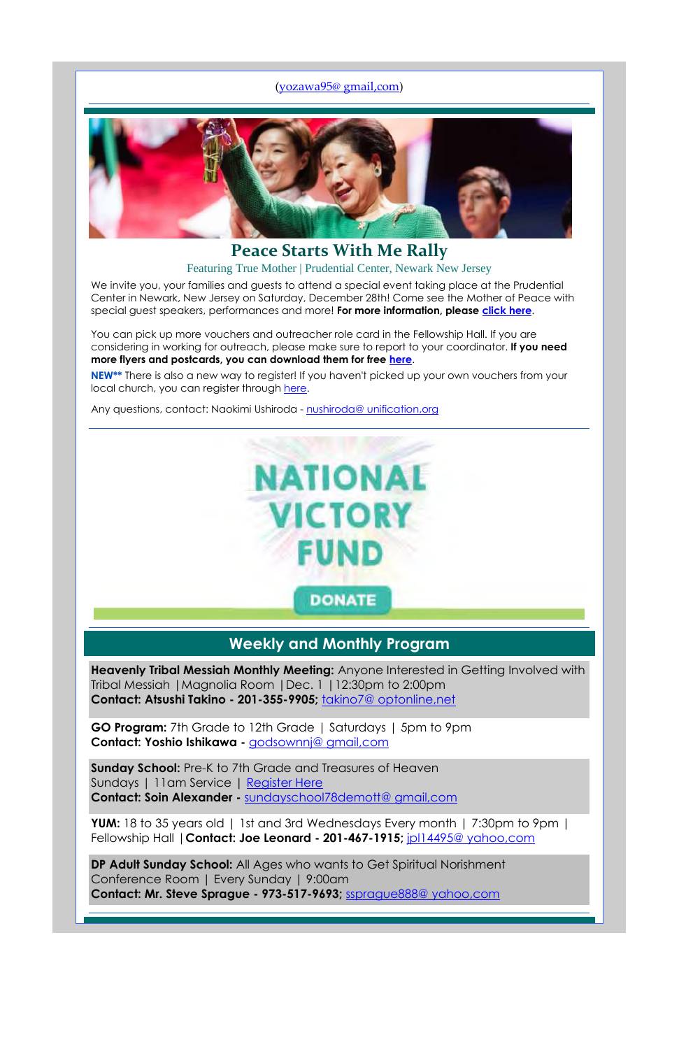(yozawa95@ gmail,com)

## Peace Starts With Me Rally

Featuring True Mother | Prudential Center, Newark New Jersey

We invite you, your families and guests to attend a special event taking place at the Prudential Center in Newark, New Jersey on Saturday, December 28th! Come see the Mother of Peace with special guest speakers, performances and more! **For more information, please click here**.

You can pick up more vouchers and outreacher role card in the Fellowship Hall. If you are considering in working for outreach, please make sure to report to your coordinator. **If you need more flyers and postcards, you can download them for free here**.

**NEW**** There is also a new way to register! If you haven't picked up your own vouchers from your local church, you can register through here.

Any questions, contact: Naokimi Ushiroda - nushiroda@ unification,org

NATIONAL VICTORY FUND

DONATE

## Weekly and Monthly Program

**Heavenly Tribal Messiah Monthly Meeting:** Anyone Interested in Getting Involved with Tribal Messiah | Magnolia Room | Dec. 1 | 12:30pm to 2:00pm
**Contact: Atsushi Takino - 201-355-9905;** takino7@ optonline,net

**GO Program:** 7th Grade to 12th Grade | Saturdays | 5pm to 9pm
**Contact: Yoshio Ishikawa -** godsownnj@ gmail,com

**Sunday School:** Pre-K to 7th Grade and Treasures of Heaven
Sundays | 11am Service | Register Here
**Contact: Soin Alexander -** sundayschool78demott@ gmail,com

**YUM:** 18 to 35 years old | 1st and 3rd Wednesdays Every month | 7:30pm to 9pm | Fellowship Hall | **Contact: Joe Leonard - 201-467-1915;** jpl14495@ yahoo,com

**DP Adult Sunday School:** All Ages who wants to Get Spiritual Norishment
Conference Room | Every Sunday | 9:00am
**Contact: Mr. Steve Sprague - 973-517-9693;** ssprague888@ yahoo,com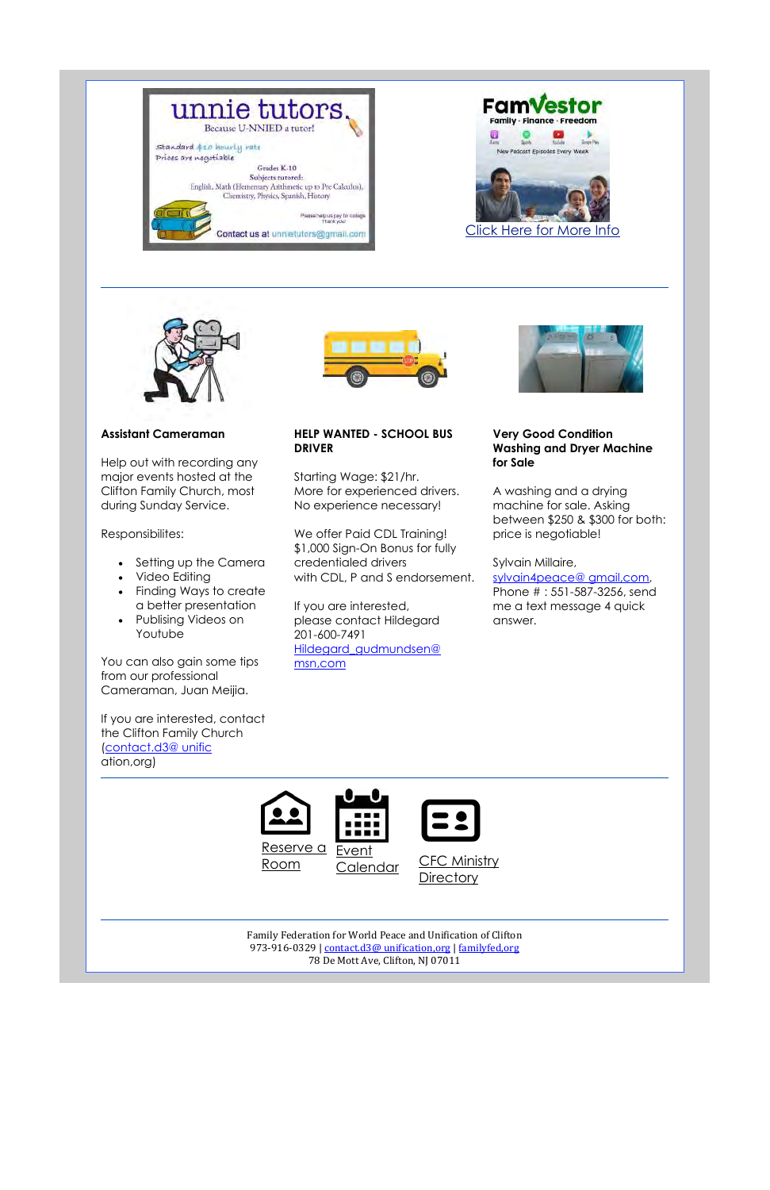unnie tutors

Because U-NNIED a tutor!

Standard $10 hourly rate

Prices are negotiable

Grades K-10

Subjects tutored:

English, Math (Elementary Arithmetic up to Pre Calculus), Chemistry, Physics, Spanish, History

Please help us pay for college. Thank you!

Contact us at unnietutors@gmail.com

FamVestor

Family · Finance · Freedom

New Podcast Episodes Every Week

Click Here for More Info

**Assistant Cameraman**

Help out with recording any major events hosted at the Clifton Family Church, most during Sunday Service.

Responsibilites:

- Setting up the Camera
- Video Editing
- Finding Ways to create a better presentation
- Publising Videos on Youtube

You can also gain some tips from our professional Cameraman, Juan Meijia.

If you are interested, contact the Clifton Family Church (contact.d3@ unification,org)

**HELP WANTED - SCHOOL BUS DRIVER**

Starting Wage: $21/hr.
More for experienced drivers.
No experience necessary!

We offer Paid CDL Training!
$1,000 Sign-On Bonus for fully credentialed drivers
with CDL, P and S endorsement.

If you are interested,
please contact Hildegard
201-600-7491
Hildegard_gudmundsen@ msn,com

**Very Good Condition Washing and Dryer Machine for Sale**

A washing and a drying machine for sale. Asking between $250 & $300 for both: price is negotiable!

Sylvain Millaire,
sylvain4peace@ gmail,com,
Phone # : 551-587-3256, send me a text message 4 quick answer.

Reserve a Room

Event Calendar

CFC Ministry Directory

Family Federation for World Peace and Unification of Clifton
973-916-0329 | contact.d3@ unification,org | familyfed,org
78 De Mott Ave, Clifton, NJ 07011